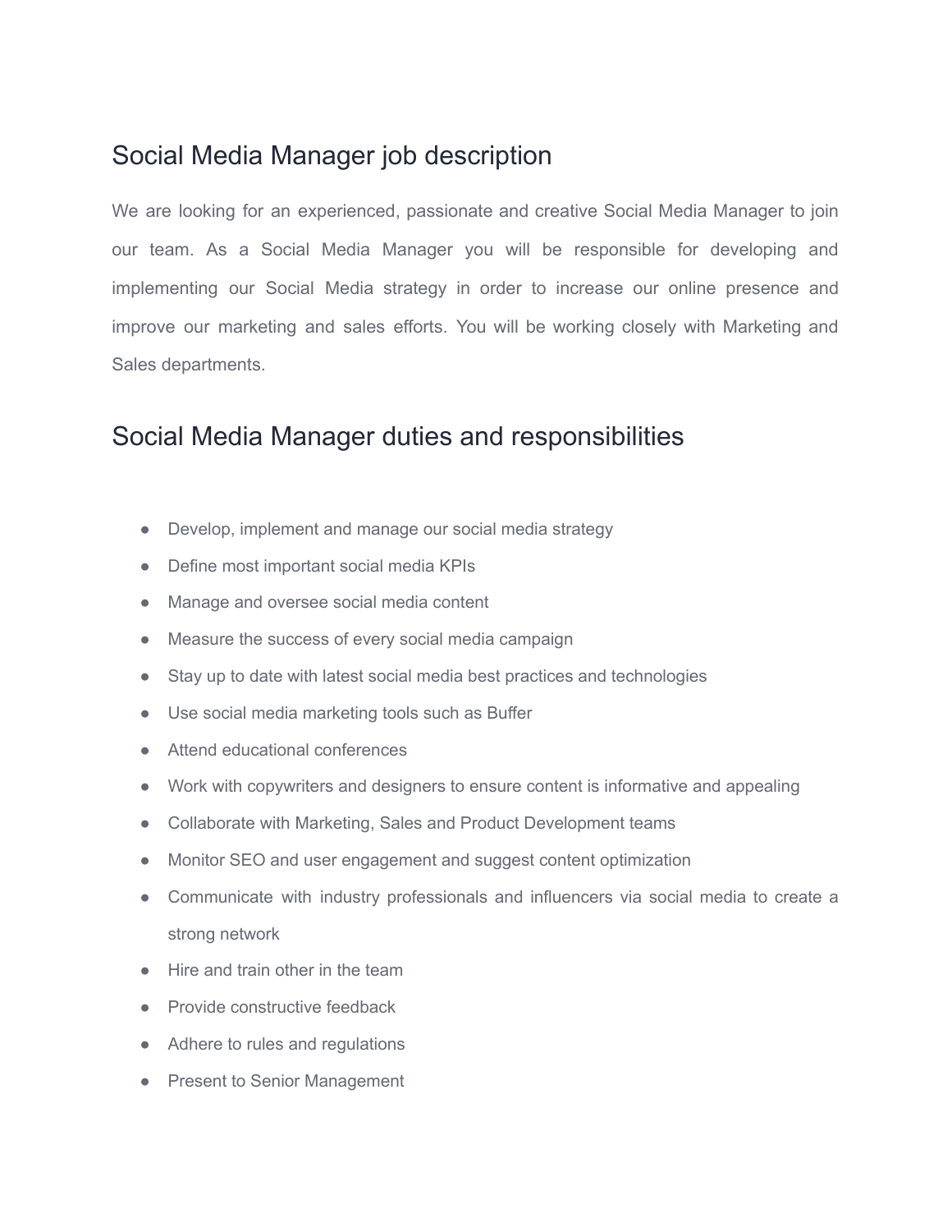## Social Media Manager job description

We are looking for an experienced, passionate and creative Social Media Manager to join our team. As a Social Media Manager you will be responsible for developing and implementing our Social Media strategy in order to increase our online presence and improve our marketing and sales efforts. You will be working closely with Marketing and Sales departments.

## Social Media Manager duties and responsibilities

- Develop, implement and manage our social media strategy
- Define most important social media KPIs
- Manage and oversee social media content
- Measure the success of every social media campaign
- Stay up to date with latest social media best practices and technologies
- Use social media marketing tools such as Buffer
- Attend educational conferences
- Work with copywriters and designers to ensure content is informative and appealing
- Collaborate with Marketing, Sales and Product Development teams
- Monitor SEO and user engagement and suggest content optimization
- Communicate with industry professionals and influencers via social media to create a strong network
- Hire and train other in the team
- Provide constructive feedback
- Adhere to rules and regulations
- Present to Senior Management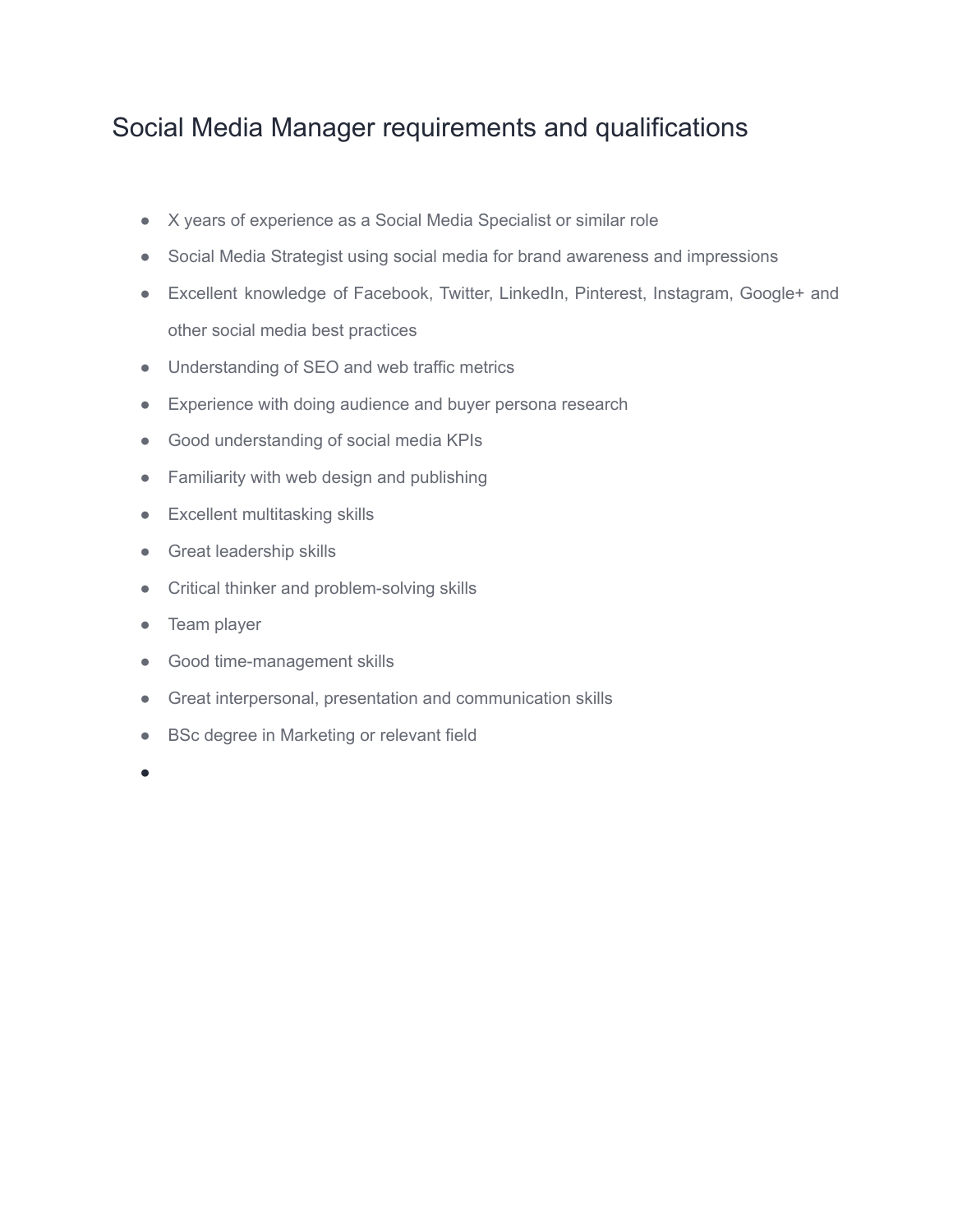## Social Media Manager requirements and qualifications

- X years of experience as a Social Media Specialist or similar role
- Social Media Strategist using social media for brand awareness and impressions
- Excellent knowledge of Facebook, Twitter, LinkedIn, Pinterest, Instagram, Google+ and other social media best practices
- Understanding of SEO and web traffic metrics
- Experience with doing audience and buyer persona research
- Good understanding of social media KPIs
- Familiarity with web design and publishing
- Excellent multitasking skills
- Great leadership skills
- Critical thinker and problem-solving skills
- Team player
- Good time-management skills
- Great interpersonal, presentation and communication skills
- BSc degree in Marketing or relevant field